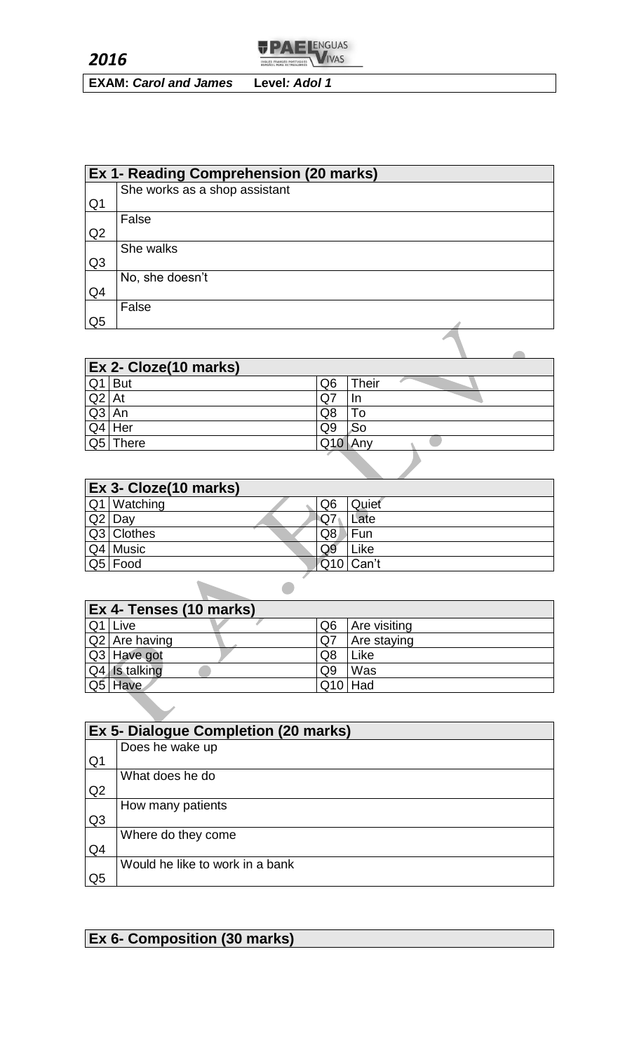**2016**

**EXAM: *Carol and James*   Level*: Adol 1***

| **Ex 1- Reading Comprehension (20 marks)** | |
|---|---|
| Q1 | She works as a shop assistant |
| Q2 | False |
| Q3 | She walks |
| Q4 | No, she doesn't |
| Q5 | False |

| **Ex 2- Cloze(10 marks)** | | | |
|---|---|---|---|
| Q1 | But | Q6 | Their |
| Q2 | At | Q7 | In |
| Q3 | An | Q8 | To |
| Q4 | Her | Q9 | So |
| Q5 | There | Q10 | Any |

| **Ex 3- Cloze(10 marks)** | | | |
|---|---|---|---|
| Q1 | Watching | Q6 | Quiet |
| Q2 | Day | Q7 | Late |
| Q3 | Clothes | Q8 | Fun |
| Q4 | Music | Q9 | Like |
| Q5 | Food | Q10 | Can't |

| **Ex 4- Tenses (10 marks)** | | | |
|---|---|---|---|
| Q1 | Live | Q6 | Are visiting |
| Q2 | Are having | Q7 | Are staying |
| Q3 | Have got | Q8 | Like |
| Q4 | Is talking | Q9 | Was |
| Q5 | Have | Q10 | Had |

| **Ex 5- Dialogue Completion (20 marks)** | |
|---|---|
| Q1 | Does he wake up |
| Q2 | What does he do |
| Q3 | How many patients |
| Q4 | Where do they come |
| Q5 | Would he like to work in a bank |

**Ex 6- Composition (30 marks)**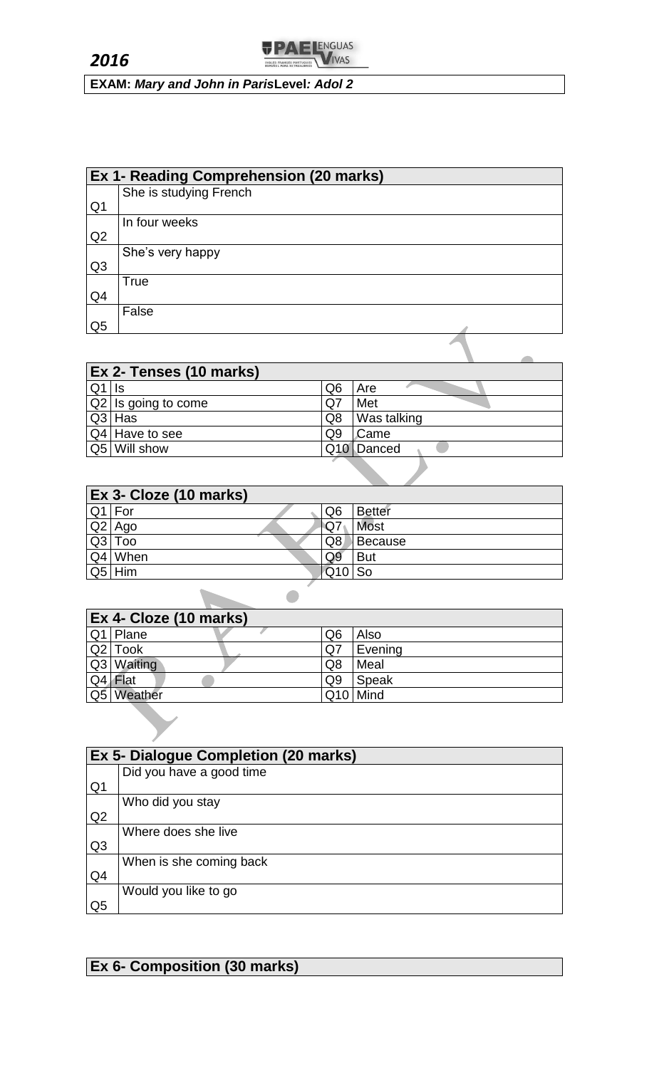**2016**

**EXAM: *Mary and John in Paris*Level*: Adol 2***

| Ex 1- Reading Comprehension (20 marks) | |
|---|---|
| Q1 | She is studying French |
| Q2 | In four weeks |
| Q3 | She's very happy |
| Q4 | True |
| Q5 | False |

| Ex 2- Tenses (10 marks) | | | |
|---|---|---|---|
| Q1 | Is | Q6 | Are |
| Q2 | Is going to come | Q7 | Met |
| Q3 | Has | Q8 | Was talking |
| Q4 | Have to see | Q9 | Came |
| Q5 | Will show | Q10 | Danced |

| Ex 3- Cloze (10 marks) | | | |
|---|---|---|---|
| Q1 | For | Q6 | Better |
| Q2 | Ago | Q7 | Most |
| Q3 | Too | Q8 | Because |
| Q4 | When | Q9 | But |
| Q5 | Him | Q10 | So |

| Ex 4- Cloze (10 marks) | | | |
|---|---|---|---|
| Q1 | Plane | Q6 | Also |
| Q2 | Took | Q7 | Evening |
| Q3 | Waiting | Q8 | Meal |
| Q4 | Flat | Q9 | Speak |
| Q5 | Weather | Q10 | Mind |

| Ex 5- Dialogue Completion (20 marks) | |
|---|---|
| Q1 | Did you have a good time |
| Q2 | Who did you stay |
| Q3 | Where does she live |
| Q4 | When is she coming back |
| Q5 | Would you like to go |

**Ex 6- Composition (30 marks)**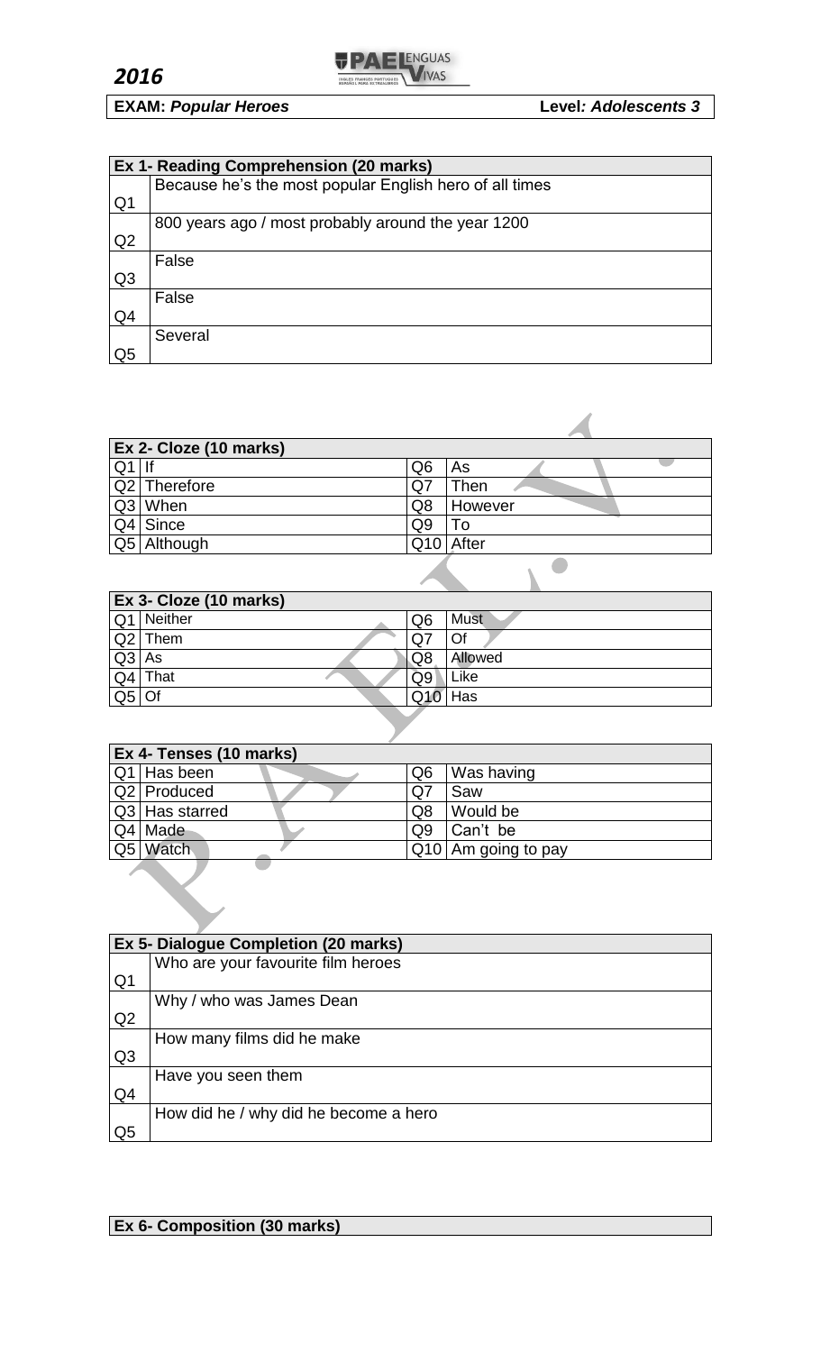*2016*

**EXAM:** ***Popular Heroes*** **Level*: Adolescents 3***

| Ex 1- Reading Comprehension (20 marks) | |
|---|---|
| Q1 | Because he's the most popular English hero of all times |
| Q2 | 800 years ago / most probably around the year 1200 |
| Q3 | False |
| Q4 | False |
| Q5 | Several |

| Ex 2- Cloze (10 marks) | | | |
|---|---|---|---|
| Q1 | If | Q6 | As |
| Q2 | Therefore | Q7 | Then |
| Q3 | When | Q8 | However |
| Q4 | Since | Q9 | To |
| Q5 | Although | Q10 | After |

| Ex 3- Cloze (10 marks) | | | |
|---|---|---|---|
| Q1 | Neither | Q6 | Must |
| Q2 | Them | Q7 | Of |
| Q3 | As | Q8 | Allowed |
| Q4 | That | Q9 | Like |
| Q5 | Of | Q10 | Has |

| Ex 4- Tenses (10 marks) | | | |
|---|---|---|---|
| Q1 | Has been | Q6 | Was having |
| Q2 | Produced | Q7 | Saw |
| Q3 | Has starred | Q8 | Would be |
| Q4 | Made | Q9 | Can't be |
| Q5 | Watch | Q10 | Am going to pay |

| Ex 5- Dialogue Completion (20 marks) | |
|---|---|
| Q1 | Who are your favourite film heroes |
| Q2 | Why / who was James Dean |
| Q3 | How many films did he make |
| Q4 | Have you seen them |
| Q5 | How did he / why did he become a hero |

| Ex 6- Composition (30 marks) |
|---|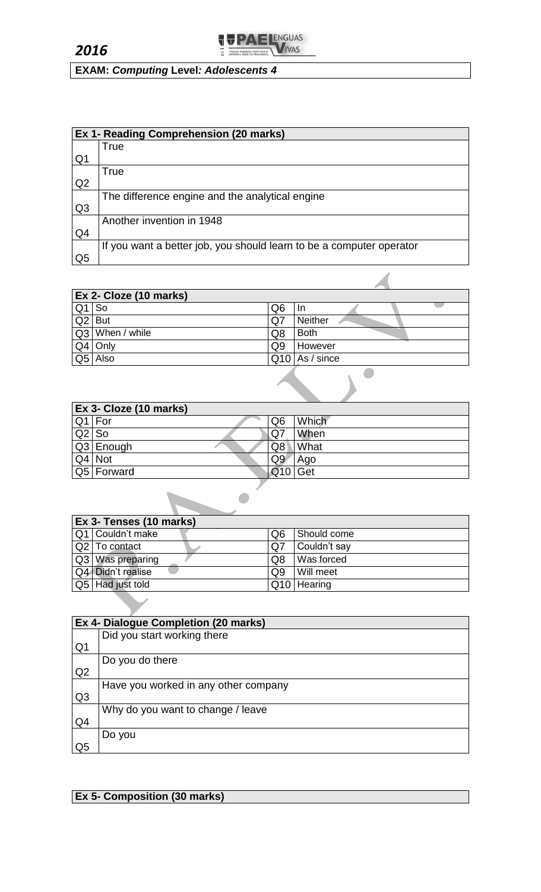*2016*

**EXAM: *Computing* Level*: Adolescents 4***

| **Ex 1- Reading Comprehension (20 marks)** | |
|---|---|
| Q1 | True |
| Q2 | True |
| Q3 | The difference engine and the analytical engine |
| Q4 | Another invention in 1948 |
| Q5 | If you want a better job, you should learn to be a computer operator |

| **Ex 2- Cloze (10 marks)** | | | |
|---|---|---|---|
| Q1 | So | Q6 | In |
| Q2 | But | Q7 | Neither |
| Q3 | When / while | Q8 | Both |
| Q4 | Only | Q9 | However |
| Q5 | Also | Q10 | As / since |

| **Ex 3- Cloze (10 marks)** | | | |
|---|---|---|---|
| Q1 | For | Q6 | Which |
| Q2 | So | Q7 | When |
| Q3 | Enough | Q8 | What |
| Q4 | Not | Q9 | Ago |
| Q5 | Forward | Q10 | Get |

| **Ex 3- Tenses (10 marks)** | | | |
|---|---|---|---|
| Q1 | Couldn't make | Q6 | Should come |
| Q2 | To contact | Q7 | Couldn't say |
| Q3 | Was preparing | Q8 | Was forced |
| Q4 | Didn't realise | Q9 | Will meet |
| Q5 | Had just told | Q10 | Hearing |

| **Ex 4- Dialogue Completion (20 marks)** | |
|---|---|
| Q1 | Did you start working there |
| Q2 | Do you do there |
| Q3 | Have you worked in any other company |
| Q4 | Why do you want to change / leave |
| Q5 | Do you |

**Ex 5- Composition (30 marks)**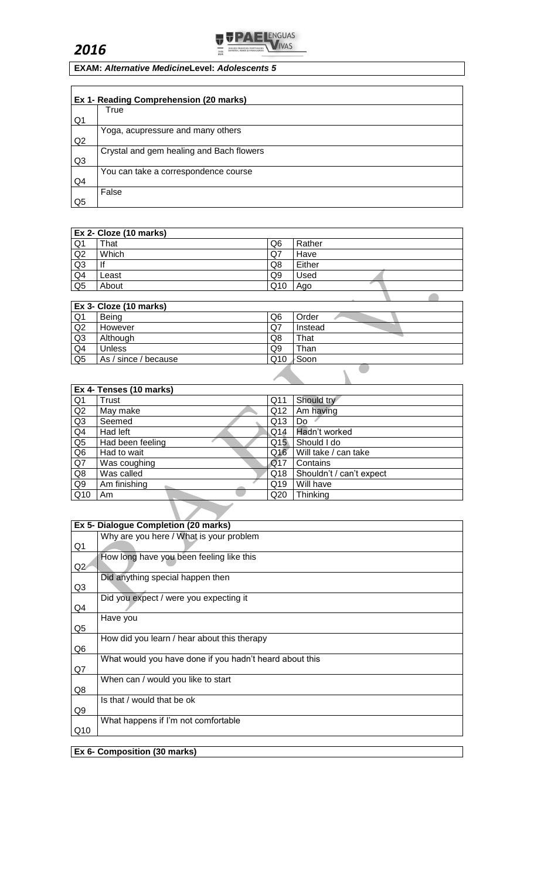**2016**

**EXAM: *Alternative Medicine*Level: *Adolescents 5***

| **Ex 1- Reading Comprehension (20 marks)** | |
|---|---|
| Q1 | True |
| Q2 | Yoga, acupressure and many others |
| Q3 | Crystal and gem healing and Bach flowers |
| Q4 | You can take a correspondence course |
| Q5 | False |

| **Ex 2- Cloze (10 marks)** | | | |
|---|---|---|---|
| Q1 | That | Q6 | Rather |
| Q2 | Which | Q7 | Have |
| Q3 | If | Q8 | Either |
| Q4 | Least | Q9 | Used |
| Q5 | About | Q10 | Ago |

| **Ex 3- Cloze (10 marks)** | | | |
|---|---|---|---|
| Q1 | Being | Q6 | Order |
| Q2 | However | Q7 | Instead |
| Q3 | Although | Q8 | That |
| Q4 | Unless | Q9 | Than |
| Q5 | As / since / because | Q10 | Soon |

| **Ex 4- Tenses (10 marks)** | | | |
|---|---|---|---|
| Q1 | Trust | Q11 | Should try |
| Q2 | May make | Q12 | Am having |
| Q3 | Seemed | Q13 | Do |
| Q4 | Had left | Q14 | Hadn't worked |
| Q5 | Had been feeling | Q15 | Should I do |
| Q6 | Had to wait | Q16 | Will take / can take |
| Q7 | Was coughing | Q17 | Contains |
| Q8 | Was called | Q18 | Shouldn't / can't expect |
| Q9 | Am finishing | Q19 | Will have |
| Q10 | Am | Q20 | Thinking |

| **Ex 5- Dialogue Completion (20 marks)** | |
|---|---|
| Q1 | Why are you here / What is your problem |
| Q2 | How long have you been feeling like this |
| Q3 | Did anything special happen then |
| Q4 | Did you expect / were you expecting it |
| Q5 | Have you |
| Q6 | How did you learn / hear about this therapy |
| Q7 | What would you have done if you hadn't heard about this |
| Q8 | When can / would you like to start |
| Q9 | Is that / would that be ok |
| Q10 | What happens if I'm not comfortable |

**Ex 6- Composition (30 marks)**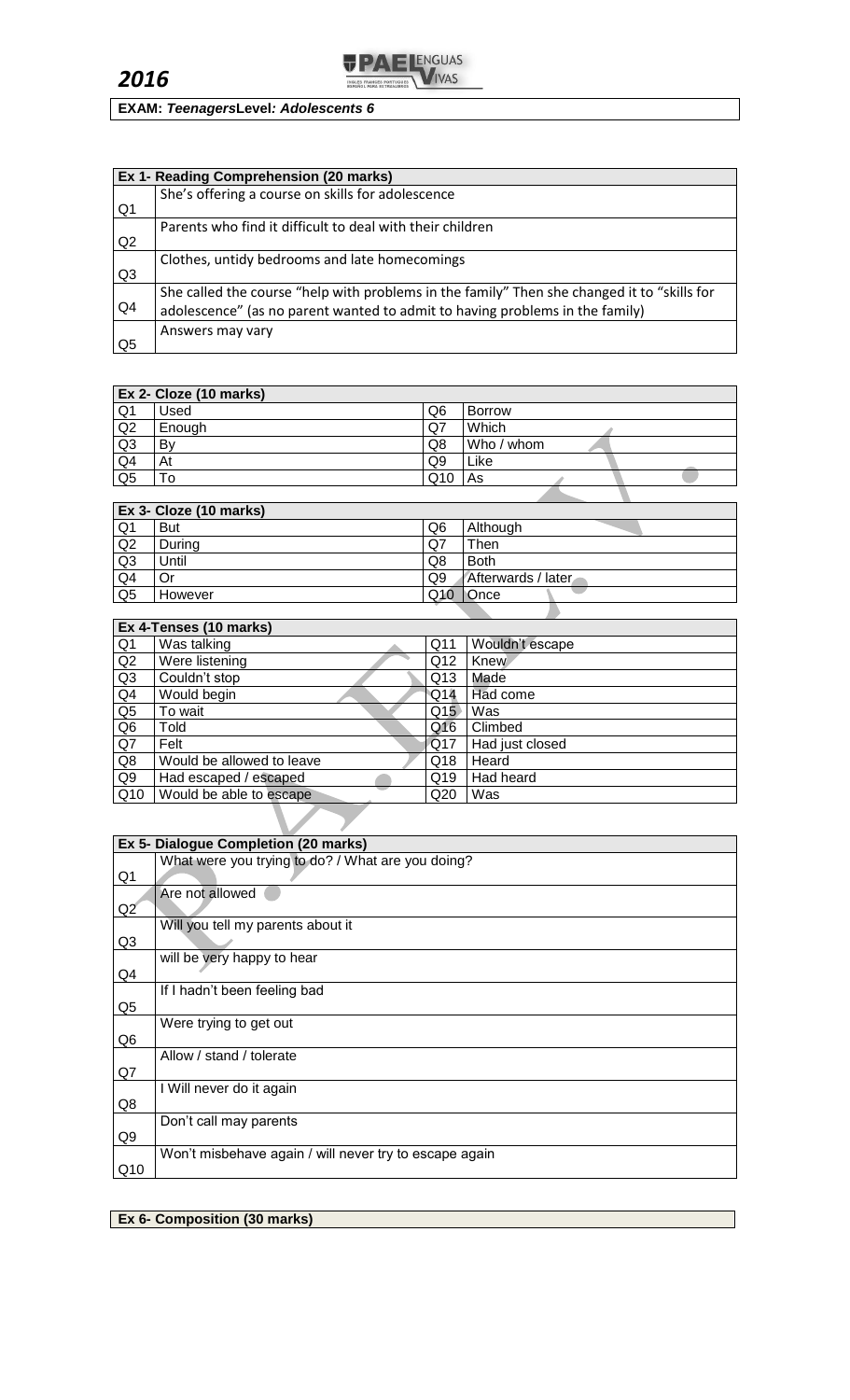**2016**

**EXAM: *Teenagers*Level*: Adolescents 6***

| Ex 1- Reading Comprehension (20 marks) | |
|---|---|
| Q1 | She's offering a course on skills for adolescence |
| Q2 | Parents who find it difficult to deal with their children |
| Q3 | Clothes, untidy bedrooms and late homecomings |
| Q4 | She called the course "help with problems in the family" Then she changed it to "skills for adolescence" (as no parent wanted to admit to having problems in the family) |
| Q5 | Answers may vary |

| Ex 2- Cloze (10 marks) | | | |
|---|---|---|---|
| Q1 | Used | Q6 | Borrow |
| Q2 | Enough | Q7 | Which |
| Q3 | By | Q8 | Who / whom |
| Q4 | At | Q9 | Like |
| Q5 | To | Q10 | As |

| Ex 3- Cloze (10 marks) | | | |
|---|---|---|---|
| Q1 | But | Q6 | Although |
| Q2 | During | Q7 | Then |
| Q3 | Until | Q8 | Both |
| Q4 | Or | Q9 | Afterwards / later |
| Q5 | However | Q10 | Once |

| Ex 4-Tenses (10 marks) | | | |
|---|---|---|---|
| Q1 | Was talking | Q11 | Wouldn't escape |
| Q2 | Were listening | Q12 | Knew |
| Q3 | Couldn't stop | Q13 | Made |
| Q4 | Would begin | Q14 | Had come |
| Q5 | To wait | Q15 | Was |
| Q6 | Told | Q16 | Climbed |
| Q7 | Felt | Q17 | Had just closed |
| Q8 | Would be allowed to leave | Q18 | Heard |
| Q9 | Had escaped / escaped | Q19 | Had heard |
| Q10 | Would be able to escape | Q20 | Was |

| Ex 5- Dialogue Completion (20 marks) | |
|---|---|
| Q1 | What were you trying to do? / What are you doing? |
| Q2 | Are not allowed |
| Q3 | Will you tell my parents about it |
| Q4 | will be very happy to hear |
| Q5 | If I hadn't been feeling bad |
| Q6 | Were trying to get out |
| Q7 | Allow / stand / tolerate |
| Q8 | I Will never do it again |
| Q9 | Don't call may parents |
| Q10 | Won't misbehave again / will never try to escape again |

**Ex 6- Composition (30 marks)**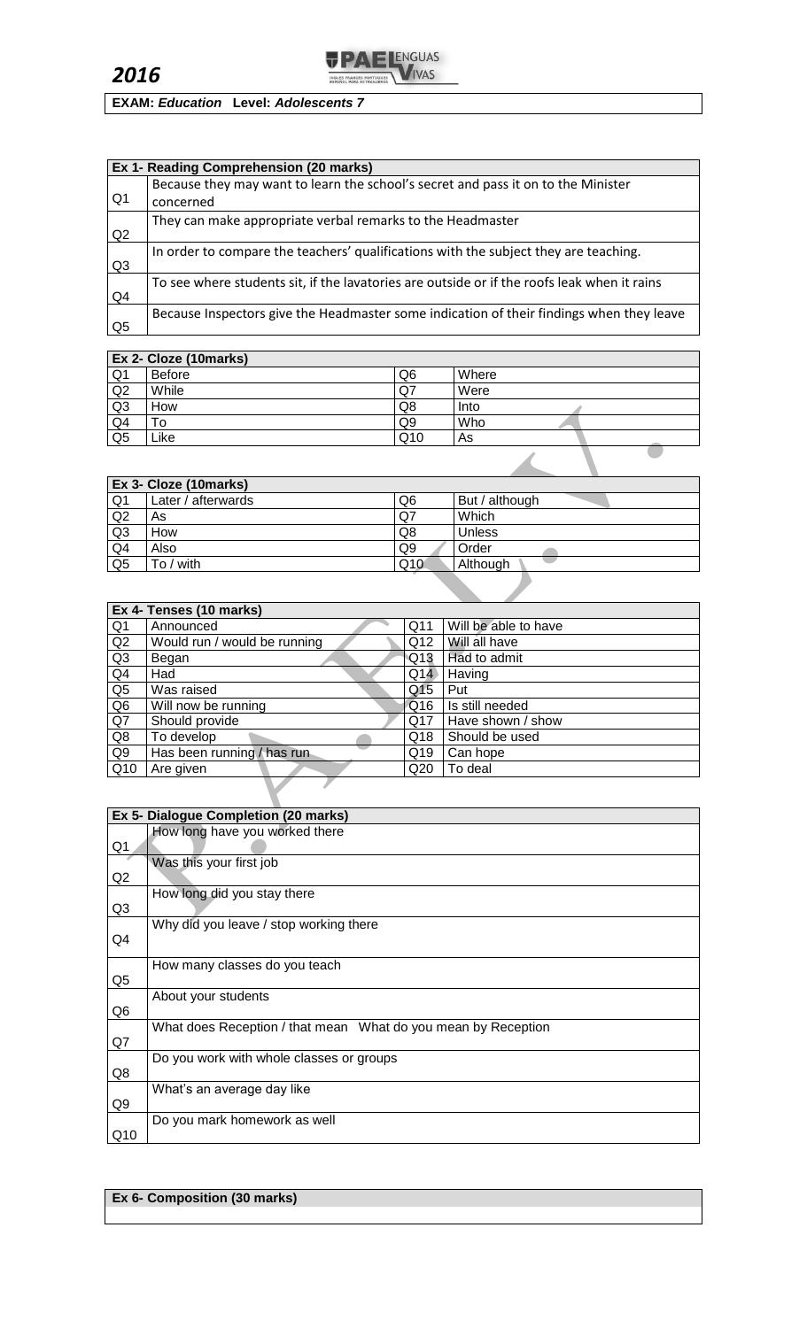**2016**

**EXAM: *Education* Level: *Adolescents 7***

| Ex 1- Reading Comprehension (20 marks) | |
|---|---|
| Q1 | Because they may want to learn the school's secret and pass it on to the Minister concerned |
| Q2 | They can make appropriate verbal remarks to the Headmaster |
| Q3 | In order to compare the teachers' qualifications with the subject they are teaching. |
| Q4 | To see where students sit, if the lavatories are outside or if the roofs leak when it rains |
| Q5 | Because Inspectors give the Headmaster some indication of their findings when they leave |

| Ex 2- Cloze (10marks) | | | |
|---|---|---|---|
| Q1 | Before | Q6 | Where |
| Q2 | While | Q7 | Were |
| Q3 | How | Q8 | Into |
| Q4 | To | Q9 | Who |
| Q5 | Like | Q10 | As |

| Ex 3- Cloze (10marks) | | | |
|---|---|---|---|
| Q1 | Later / afterwards | Q6 | But / although |
| Q2 | As | Q7 | Which |
| Q3 | How | Q8 | Unless |
| Q4 | Also | Q9 | Order |
| Q5 | To / with | Q10 | Although |

| Ex 4- Tenses (10 marks) | | | |
|---|---|---|---|
| Q1 | Announced | Q11 | Will be able to have |
| Q2 | Would run / would be running | Q12 | Will all have |
| Q3 | Began | Q13 | Had to admit |
| Q4 | Had | Q14 | Having |
| Q5 | Was raised | Q15 | Put |
| Q6 | Will now be running | Q16 | Is still needed |
| Q7 | Should provide | Q17 | Have shown / show |
| Q8 | To develop | Q18 | Should be used |
| Q9 | Has been running / has run | Q19 | Can hope |
| Q10 | Are given | Q20 | To deal |

| Ex 5- Dialogue Completion (20 marks) | |
|---|---|
| Q1 | How long have you worked there |
| Q2 | Was this your first job |
| Q3 | How long did you stay there |
| Q4 | Why did you leave / stop working there |
| Q5 | How many classes do you teach |
| Q6 | About your students |
| Q7 | What does Reception / that mean What do you mean by Reception |
| Q8 | Do you work with whole classes or groups |
| Q9 | What's an average day like |
| Q10 | Do you mark homework as well |

| Ex 6- Composition (30 marks) |
|---|
| |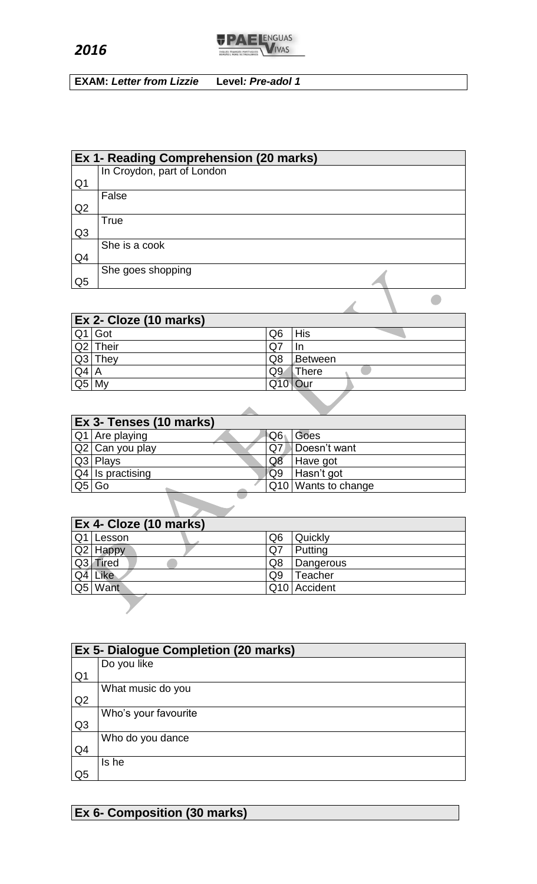**2016**

| **EXAM:** ***Letter from Lizzie*** | **Level*: Pre-adol 1*** |
|---|---|

| **Ex 1- Reading Comprehension (20 marks)** | |
|---|---|
| Q1 | In Croydon, part of London |
| Q2 | False |
| Q3 | True |
| Q4 | She is a cook |
| Q5 | She goes shopping |

| **Ex 2- Cloze (10 marks)** | | | |
|---|---|---|---|
| Q1 | Got | Q6 | His |
| Q2 | Their | Q7 | In |
| Q3 | They | Q8 | Between |
| Q4 | A | Q9 | There |
| Q5 | My | Q10 | Our |

| **Ex 3- Tenses (10 marks)** | | | |
|---|---|---|---|
| Q1 | Are playing | Q6 | Goes |
| Q2 | Can you play | Q7 | Doesn't want |
| Q3 | Plays | Q8 | Have got |
| Q4 | Is practising | Q9 | Hasn't got |
| Q5 | Go | Q10 | Wants to change |

| **Ex 4- Cloze (10 marks)** | | | |
|---|---|---|---|
| Q1 | Lesson | Q6 | Quickly |
| Q2 | Happy | Q7 | Putting |
| Q3 | Tired | Q8 | Dangerous |
| Q4 | Like | Q9 | Teacher |
| Q5 | Want | Q10 | Accident |

| **Ex 5- Dialogue Completion (20 marks)** | |
|---|---|
| Q1 | Do you like |
| Q2 | What music do you |
| Q3 | Who's your favourite |
| Q4 | Who do you dance |
| Q5 | Is he |

| **Ex 6- Composition (30 marks)** |
|---|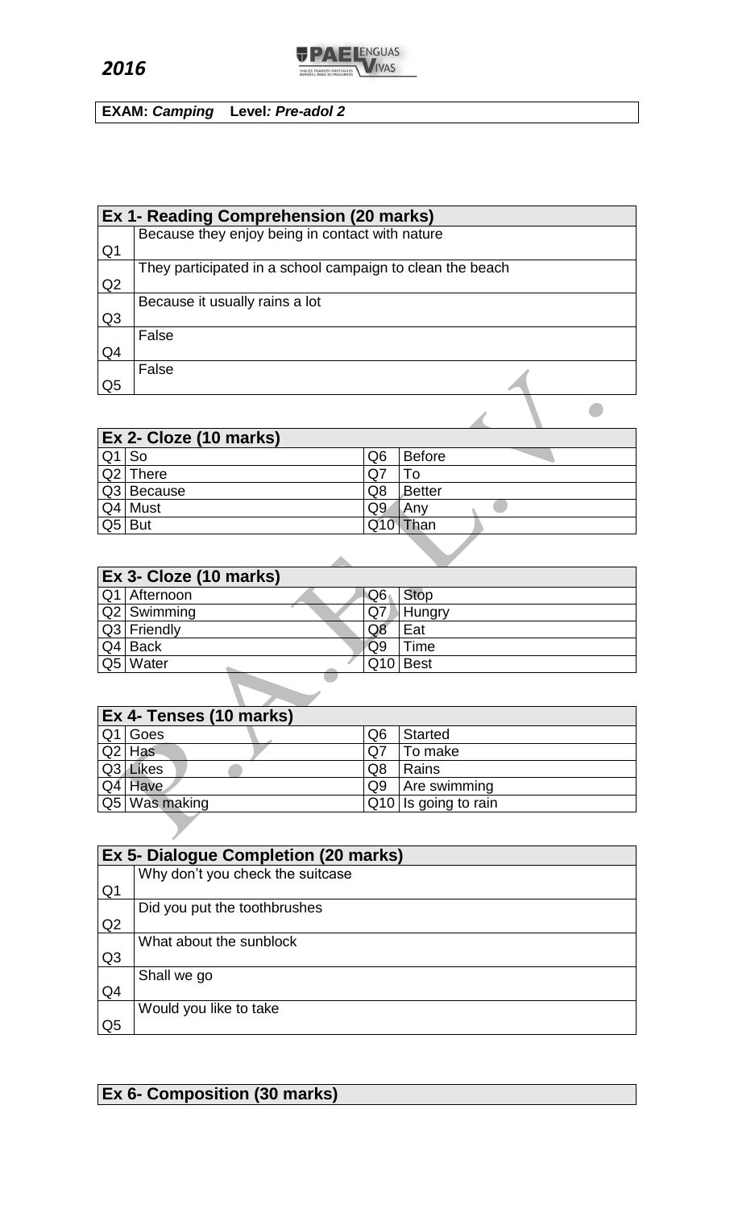**2016**

**EXAM:** ***Camping*** **Level*: Pre-adol 2***

| **Ex 1- Reading Comprehension (20 marks)** | |
|---|---|
| Q1 | Because they enjoy being in contact with nature |
| Q2 | They participated in a school campaign to clean the beach |
| Q3 | Because it usually rains a lot |
| Q4 | False |
| Q5 | False |

| **Ex 2- Cloze (10 marks)** | | | |
|---|---|---|---|
| Q1 | So | Q6 | Before |
| Q2 | There | Q7 | To |
| Q3 | Because | Q8 | Better |
| Q4 | Must | Q9 | Any |
| Q5 | But | Q10 | Than |

| **Ex 3- Cloze (10 marks)** | | | |
|---|---|---|---|
| Q1 | Afternoon | Q6 | Stop |
| Q2 | Swimming | Q7 | Hungry |
| Q3 | Friendly | Q8 | Eat |
| Q4 | Back | Q9 | Time |
| Q5 | Water | Q10 | Best |

| **Ex 4- Tenses (10 marks)** | | | |
|---|---|---|---|
| Q1 | Goes | Q6 | Started |
| Q2 | Has | Q7 | To make |
| Q3 | Likes | Q8 | Rains |
| Q4 | Have | Q9 | Are swimming |
| Q5 | Was making | Q10 | Is going to rain |

| **Ex 5- Dialogue Completion (20 marks)** | |
|---|---|
| Q1 | Why don't you check the suitcase |
| Q2 | Did you put the toothbrushes |
| Q3 | What about the sunblock |
| Q4 | Shall we go |
| Q5 | Would you like to take |

**Ex 6- Composition (30 marks)**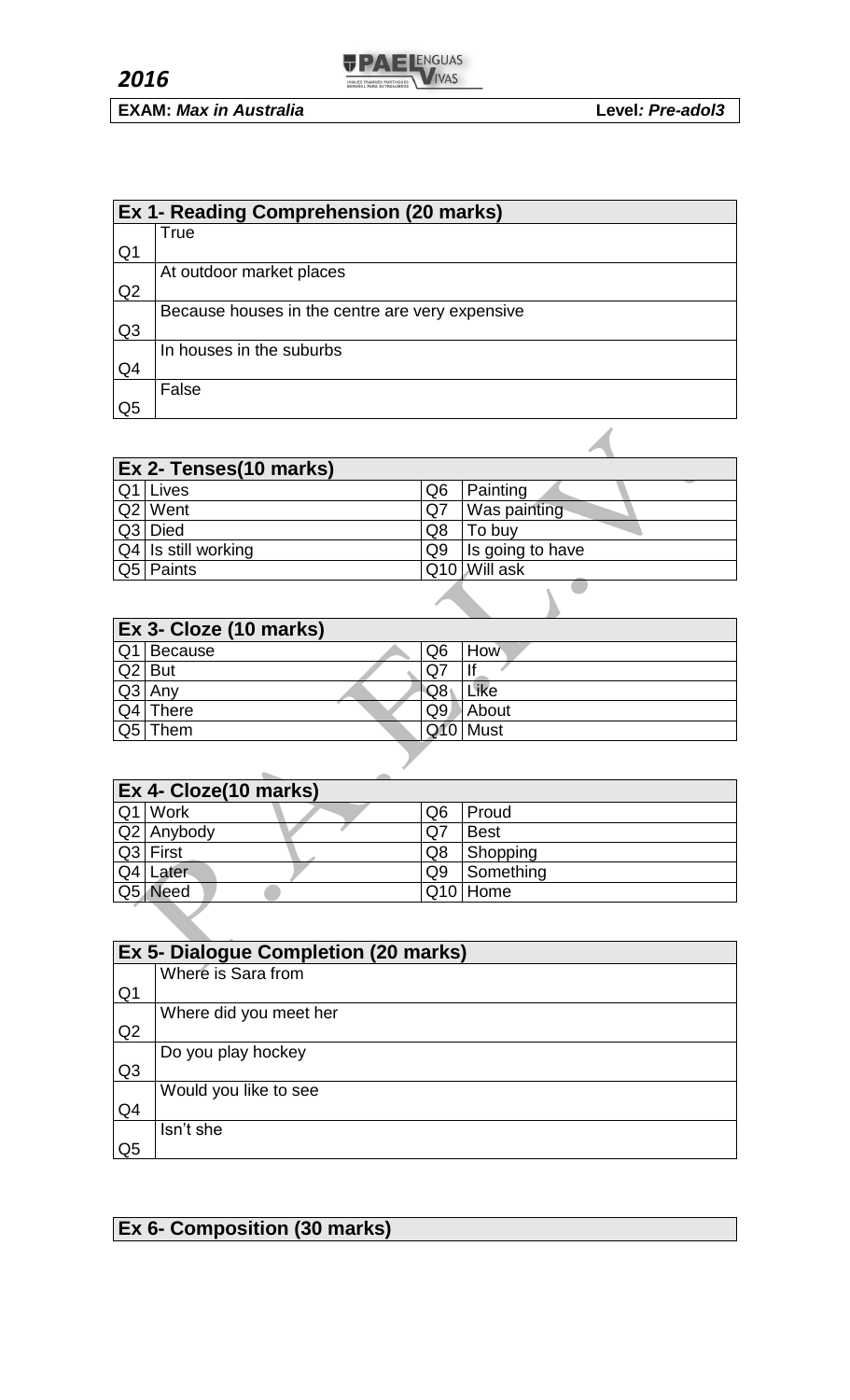**2016**

**EXAM:** ***Max in Australia*** **Level*: Pre-adol3***

| **Ex 1- Reading Comprehension (20 marks)** | |
|---|---|
| Q1 | True |
| Q2 | At outdoor market places |
| Q3 | Because houses in the centre are very expensive |
| Q4 | In houses in the suburbs |
| Q5 | False |

| **Ex 2- Tenses(10 marks)** | | | |
|---|---|---|---|
| Q1 | Lives | Q6 | Painting |
| Q2 | Went | Q7 | Was painting |
| Q3 | Died | Q8 | To buy |
| Q4 | Is still working | Q9 | Is going to have |
| Q5 | Paints | Q10 | Will ask |

| **Ex 3- Cloze (10 marks)** | | | |
|---|---|---|---|
| Q1 | Because | Q6 | How |
| Q2 | But | Q7 | If |
| Q3 | Any | Q8 | Like |
| Q4 | There | Q9 | About |
| Q5 | Them | Q10 | Must |

| **Ex 4- Cloze(10 marks)** | | | |
|---|---|---|---|
| Q1 | Work | Q6 | Proud |
| Q2 | Anybody | Q7 | Best |
| Q3 | First | Q8 | Shopping |
| Q4 | Later | Q9 | Something |
| Q5 | Need | Q10 | Home |

| **Ex 5- Dialogue Completion (20 marks)** | |
|---|---|
| Q1 | Where is Sara from |
| Q2 | Where did you meet her |
| Q3 | Do you play hockey |
| Q4 | Would you like to see |
| Q5 | Isn't she |

| **Ex 6- Composition (30 marks)** |
|---|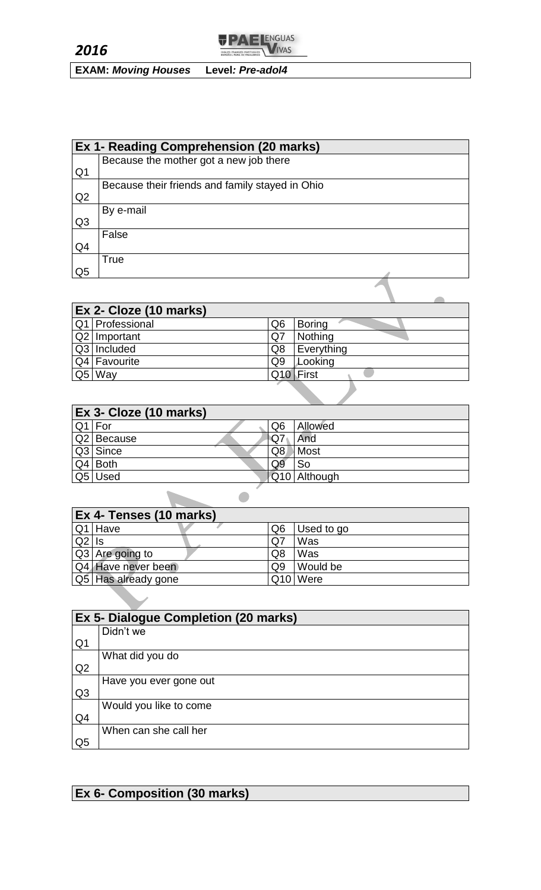**2016**

**EXAM: *Moving Houses* Level*: Pre-adol4***

| **Ex 1- Reading Comprehension (20 marks)** | |
|---|---|
| Q1 | Because the mother got a new job there |
| Q2 | Because their friends and family stayed in Ohio |
| Q3 | By e-mail |
| Q4 | False |
| Q5 | True |

| **Ex 2- Cloze (10 marks)** | | | |
|---|---|---|---|
| Q1 | Professional | Q6 | Boring |
| Q2 | Important | Q7 | Nothing |
| Q3 | Included | Q8 | Everything |
| Q4 | Favourite | Q9 | Looking |
| Q5 | Way | Q10 | First |

| **Ex 3- Cloze (10 marks)** | | | |
|---|---|---|---|
| Q1 | For | Q6 | Allowed |
| Q2 | Because | Q7 | And |
| Q3 | Since | Q8 | Most |
| Q4 | Both | Q9 | So |
| Q5 | Used | Q10 | Although |

| **Ex 4- Tenses (10 marks)** | | | |
|---|---|---|---|
| Q1 | Have | Q6 | Used to go |
| Q2 | Is | Q7 | Was |
| Q3 | Are going to | Q8 | Was |
| Q4 | Have never been | Q9 | Would be |
| Q5 | Has already gone | Q10 | Were |

| **Ex 5- Dialogue Completion (20 marks)** | |
|---|---|
| Q1 | Didn't we |
| Q2 | What did you do |
| Q3 | Have you ever gone out |
| Q4 | Would you like to come |
| Q5 | When can she call her |

**Ex 6- Composition (30 marks)**